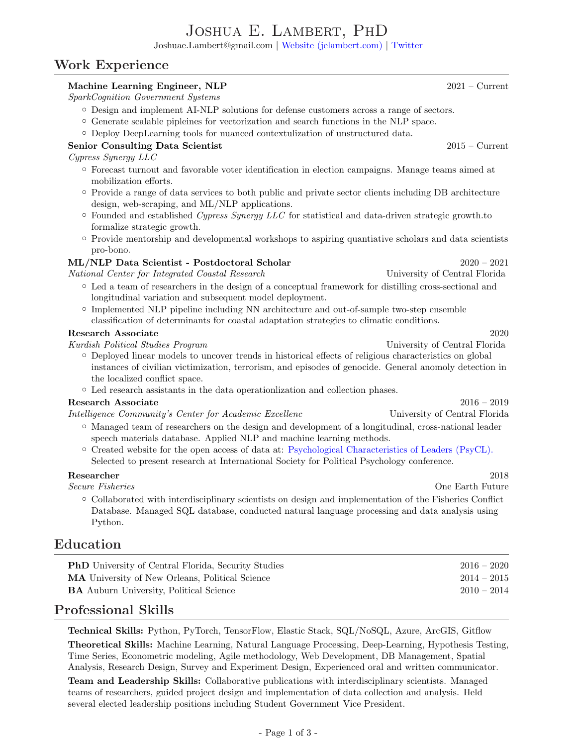# Joshua E. Lambert, PhD

Joshuae.Lambert@gmail.com | [Website (jelambert.com)](jelambert.com) | Twitter

## Work Experience

**Machine Learning Engineer, NLP** — 2021 – Current
*SparkCognition Government Systems*

- Design and implement AI-NLP solutions for defense customers across a range of sectors.
- Generate scalable pipleines for vectorization and search functions in the NLP space.
- Deploy DeepLearning tools for nuanced contextulization of unstructured data.

**Senior Consulting Data Scientist** — 2015 – Current
*Cypress Synergy LLC*

- Forecast turnout and favorable voter identification in election campaigns. Manage teams aimed at mobilization efforts.
- Provide a range of data services to both public and private sector clients including DB architecture design, web-scraping, and ML/NLP applications.
- Founded and established *Cypress Synergy LLC* for statistical and data-driven strategic growth.to formalize strategic growth.
- Provide mentorship and developmental workshops to aspiring quantiative scholars and data scientists pro-bono.

**ML/NLP Data Scientist - Postdoctoral Scholar** — 2020 – 2021
*National Center for Integrated Coastal Research* — University of Central Florida

- Led a team of researchers in the design of a conceptual framework for distilling cross-sectional and longitudinal variation and subsequent model deployment.
- Implemented NLP pipeline including NN architecture and out-of-sample two-step ensemble classification of determinants for coastal adaptation strategies to climatic conditions.

**Research Associate** — 2020
*Kurdish Political Studies Program* — University of Central Florida

- Deployed linear models to uncover trends in historical effects of religious characteristics on global instances of civilian victimization, terrorism, and episodes of genocide. General anomoly detection in the localized conflict space.
- Led research assistants in the data operationlization and collection phases.

**Research Associate** — 2016 – 2019
*Intelligence Community's Center for Academic Excellenc* — University of Central Florida

- Managed team of researchers on the design and development of a longitudinal, cross-national leader speech materials database. Applied NLP and machine learning methods.
- Created website for the open access of data at: Psychological Characteristics of Leaders (PsyCL). Selected to present research at International Society for Political Psychology conference.

**Researcher** — 2018
*Secure Fisheries* — One Earth Future

- Collaborated with interdisciplinary scientists on design and implementation of the Fisheries Conflict Database. Managed SQL database, conducted natural language processing and data analysis using Python.

## Education

| | |
|---|---|
| **PhD** University of Central Florida, Security Studies | 2016 – 2020 |
| **MA** University of New Orleans, Political Science | 2014 – 2015 |
| **BA** Auburn University, Political Science | 2010 – 2014 |

## Professional Skills

**Technical Skills:** Python, PyTorch, TensorFlow, Elastic Stack, SQL/NoSQL, Azure, ArcGIS, Gitflow

**Theoretical Skills:** Machine Learning, Natural Language Processing, Deep-Learning, Hypothesis Testing, Time Series, Econometric modeling, Agile methodology, Web Development, DB Management, Spatial Analysis, Research Design, Survey and Experiment Design, Experienced oral and written communicator.

**Team and Leadership Skills:** Collaborative publications with interdisciplinary scientists. Managed teams of researchers, guided project design and implementation of data collection and analysis. Held several elected leadership positions including Student Government Vice President.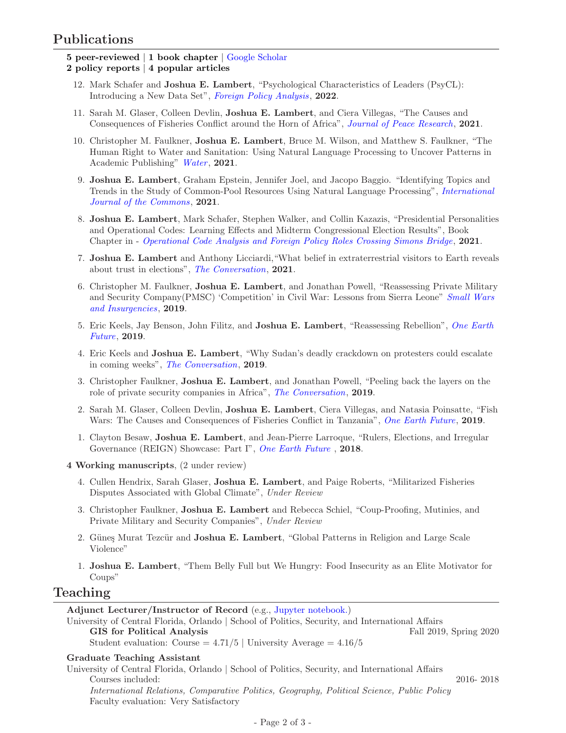## Publications

**5 peer-reviewed** | **1 book chapter** | Google Scholar
**2 policy reports** | **4 popular articles**

12. Mark Schafer and **Joshua E. Lambert**, “Psychological Characteristics of Leaders (PsyCL): Introducing a New Data Set”, *Foreign Policy Analysis*, **2022**.
11. Sarah M. Glaser, Colleen Devlin, **Joshua E. Lambert**, and Ciera Villegas, “The Causes and Consequences of Fisheries Conflict around the Horn of Africa”, *Journal of Peace Research*, **2021**.
10. Christopher M. Faulkner, **Joshua E. Lambert**, Bruce M. Wilson, and Matthew S. Faulkner, “The Human Right to Water and Sanitation: Using Natural Language Processing to Uncover Patterns in Academic Publishing” *Water*, **2021**.
9. **Joshua E. Lambert**, Graham Epstein, Jennifer Joel, and Jacopo Baggio. “Identifying Topics and Trends in the Study of Common-Pool Resources Using Natural Language Processing”, *International Journal of the Commons*, **2021**.
8. **Joshua E. Lambert**, Mark Schafer, Stephen Walker, and Collin Kazazis, “Presidential Personalities and Operational Codes: Learning Effects and Midterm Congressional Election Results”, Book Chapter in - *Operational Code Analysis and Foreign Policy Roles Crossing Simons Bridge*, **2021**.
7. **Joshua E. Lambert** and Anthony Licciardi,“What belief in extraterrestrial visitors to Earth reveals about trust in elections”, *The Conversation*, **2021**.
6. Christopher M. Faulkner, **Joshua E. Lambert**, and Jonathan Powell, “Reassessing Private Military and Security Company(PMSC) ‘Competition’ in Civil War: Lessons from Sierra Leone” *Small Wars and Insurgencies*, **2019**.
5. Eric Keels, Jay Benson, John Filitz, and **Joshua E. Lambert**, “Reassessing Rebellion”, *One Earth Future*, **2019**.
4. Eric Keels and **Joshua E. Lambert**, “Why Sudan’s deadly crackdown on protesters could escalate in coming weeks”, *The Conversation*, **2019**.
3. Christopher Faulkner, **Joshua E. Lambert**, and Jonathan Powell, “Peeling back the layers on the role of private security companies in Africa”, *The Conversation*, **2019**.
2. Sarah M. Glaser, Colleen Devlin, **Joshua E. Lambert**, Ciera Villegas, and Natasia Poinsatte, “Fish Wars: The Causes and Consequences of Fisheries Conflict in Tanzania”, *One Earth Future*, **2019**.
1. Clayton Besaw, **Joshua E. Lambert**, and Jean-Pierre Larroque, “Rulers, Elections, and Irregular Governance (REIGN) Showcase: Part I”, *One Earth Future* , **2018**.

**4 Working manuscripts**, (2 under review)

4. Cullen Hendrix, Sarah Glaser, **Joshua E. Lambert**, and Paige Roberts, “Militarized Fisheries Disputes Associated with Global Climate”, *Under Review*
3. Christopher Faulkner, **Joshua E. Lambert** and Rebecca Schiel, “Coup-Proofing, Mutinies, and Private Military and Security Companies”, *Under Review*
2. Güneş Murat Tezcür and **Joshua E. Lambert**, “Global Patterns in Religion and Large Scale Violence”
1. **Joshua E. Lambert**, “Them Belly Full but We Hungry: Food Insecurity as an Elite Motivator for Coups”

## Teaching

**Adjunct Lecturer/Instructor of Record** (e.g., Jupyter notebook.)
University of Central Florida, Orlando | School of Politics, Security, and International Affairs
**GIS for Political Analysis** — Fall 2019, Spring 2020
Student evaluation: Course = 4.71/5 | University Average = 4.16/5

**Graduate Teaching Assistant**
University of Central Florida, Orlando | School of Politics, Security, and International Affairs
Courses included: — 2016- 2018
*International Relations, Comparative Politics, Geography, Political Science, Public Policy*
Faculty evaluation: Very Satisfactory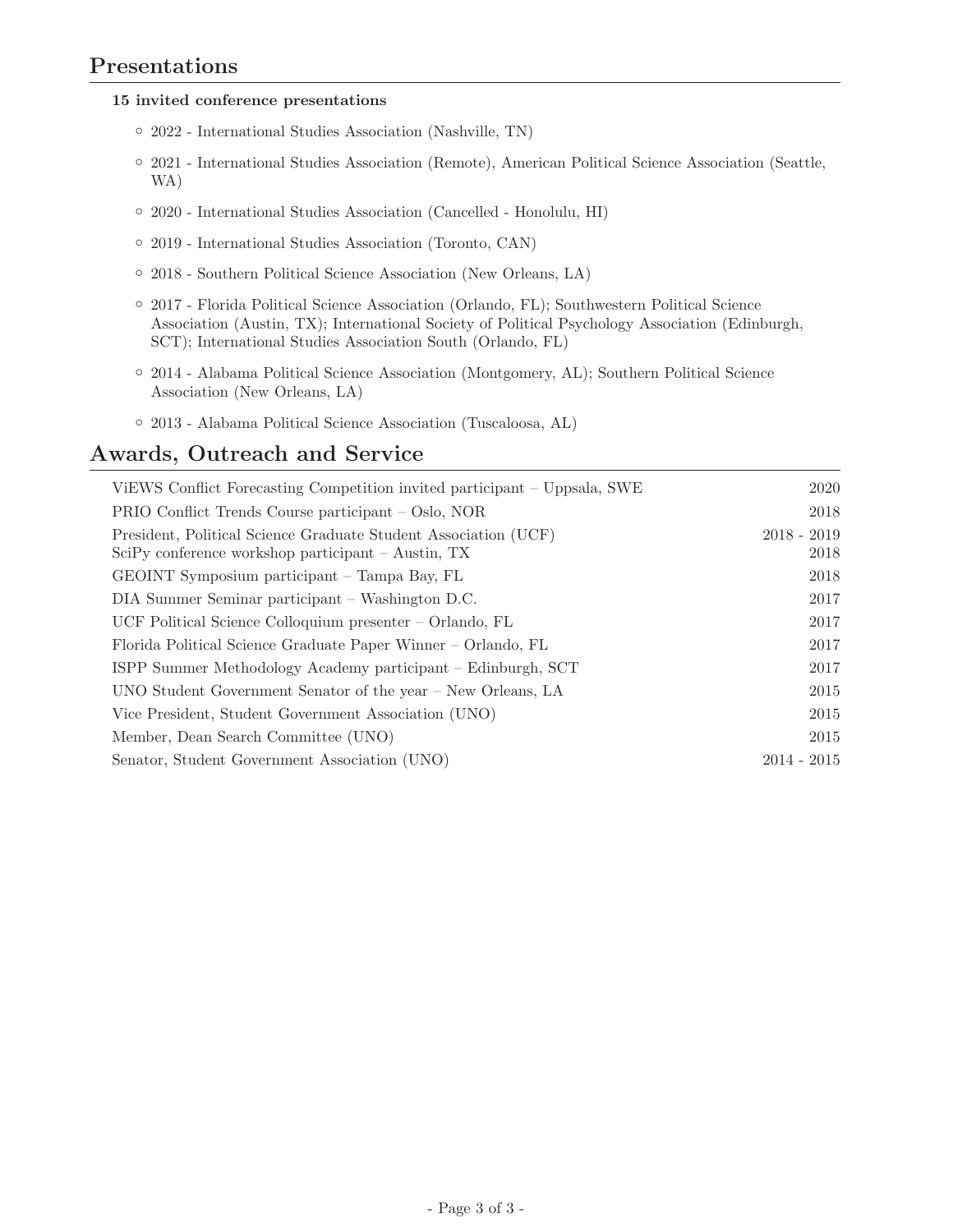## Presentations

**15 invited conference presentations**

- 2022 - International Studies Association (Nashville, TN)
- 2021 - International Studies Association (Remote), American Political Science Association (Seattle, WA)
- 2020 - International Studies Association (Cancelled - Honolulu, HI)
- 2019 - International Studies Association (Toronto, CAN)
- 2018 - Southern Political Science Association (New Orleans, LA)
- 2017 - Florida Political Science Association (Orlando, FL); Southwestern Political Science Association (Austin, TX); International Society of Political Psychology Association (Edinburgh, SCT); International Studies Association South (Orlando, FL)
- 2014 - Alabama Political Science Association (Montgomery, AL); Southern Political Science Association (New Orleans, LA)
- 2013 - Alabama Political Science Association (Tuscaloosa, AL)

## Awards, Outreach and Service

| | |
|---|---|
| ViEWS Conflict Forecasting Competition invited participant – Uppsala, SWE | 2020 |
| PRIO Conflict Trends Course participant – Oslo, NOR | 2018 |
| President, Political Science Graduate Student Association (UCF) | 2018 - 2019 |
| SciPy conference workshop participant – Austin, TX | 2018 |
| GEOINT Symposium participant – Tampa Bay, FL | 2018 |
| DIA Summer Seminar participant – Washington D.C. | 2017 |
| UCF Political Science Colloquium presenter – Orlando, FL | 2017 |
| Florida Political Science Graduate Paper Winner – Orlando, FL | 2017 |
| ISPP Summer Methodology Academy participant – Edinburgh, SCT | 2017 |
| UNO Student Government Senator of the year – New Orleans, LA | 2015 |
| Vice President, Student Government Association (UNO) | 2015 |
| Member, Dean Search Committee (UNO) | 2015 |
| Senator, Student Government Association (UNO) | 2014 - 2015 |